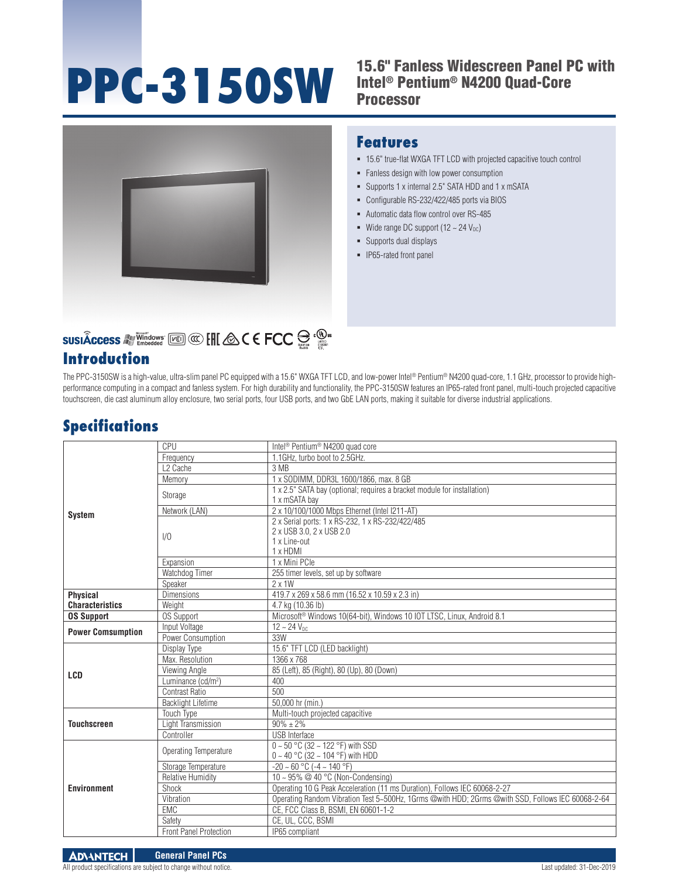# PPC-3150SW

## 15.6" Fanless Widescreen Panel PC with Intel® Pentium® N4200 Quad-Core Processor

## Features

- 15.6" true-flat WXGA TFT LCD with projected capacitive touch control
- Fanless design with low power consumption
- Supports 1 x internal 2.5" SATA HDD and 1 x mSATA
- Configurable RS-232/422/485 ports via BIOS
- Automatic data flow control over RS-485
- Wide range DC support (12 ~ 24 $V_{DC}$)
- Supports dual displays
- IP65-rated front panel

## Introduction

The PPC-3150SW is a high-value, ultra-slim panel PC equipped with a 15.6" WXGA TFT LCD, and low-power Intel® Pentium® N4200 quad-core, 1.1 GHz, processor to provide high-performance computing in a compact and fanless system. For high durability and functionality, the PPC-3150SW features an IP65-rated front panel, multi-touch projected capacitive touchscreen, die cast aluminum alloy enclosure, two serial ports, four USB ports, and two GbE LAN ports, making it suitable for diverse industrial applications.

## Specifications

| | | |
|---|---|---|
| **System** | CPU | Intel® Pentium® N4200 quad core |
| | Frequency | 1.1GHz, turbo boot to 2.5GHz. |
| | L2 Cache | 3 MB |
| | Memory | 1 x SODIMM, DDR3L 1600/1866, max. 8 GB |
| | Storage | 1 x 2.5" SATA bay (optional; requires a bracket module for installation)<br>1 x mSATA bay |
| | Network (LAN) | 2 x 10/100/1000 Mbps Ethernet (Intel I211-AT) |
| | I/O | 2 x Serial ports: 1 x RS-232, 1 x RS-232/422/485<br>2 x USB 3.0, 2 x USB 2.0<br>1 x Line-out<br>1 x HDMI |
| | Expansion | 1 x Mini PCIe |
| | Watchdog Timer | 255 timer levels, set up by software |
| | Speaker | 2 x 1W |
| **Physical Characteristics** | Dimensions | 419.7 x 269 x 58.6 mm (16.52 x 10.59 x 2.3 in) |
| | Weight | 4.7 kg (10.36 lb) |
| **OS Support** | OS Support | Microsoft® Windows 10(64-bit), Windows 10 IOT LTSC, Linux, Android 8.1 |
| **Power Comsumption** | Input Voltage | 12 ~ 24 $V_{DC}$ |
| | Power Consumption | 33W |
| **LCD** | Display Type | 15.6" TFT LCD (LED backlight) |
| | Max. Resolution | 1366 x 768 |
| | Viewing Angle | 85 (Left), 85 (Right), 80 (Up), 80 (Down) |
| | Luminance (cd/m²) | 400 |
| | Contrast Ratio | 500 |
| | Backlight Lifetime | 50,000 hr (min.) |
| **Touchscreen** | Touch Type | Multi-touch projected capacitive |
| | Light Transmission | 90% ± 2% |
| | Controller | USB Interface |
| **Environment** | Operating Temperature | 0 ~ 50 °C (32 ~ 122 °F) with SSD<br>0 ~ 40 °C (32 ~ 104 °F) with HDD |
| | Storage Temperature | -20 ~ 60 °C (-4 ~ 140 °F) |
| | Relative Humidity | 10 ~ 95% @ 40 °C (Non-Condensing) |
| | Shock | Operating 10 G Peak Acceleration (11 ms Duration), Follows IEC 60068-2-27 |
| | Vibration | Operating Random Vibration Test 5~500Hz, 1Grms @with HDD; 2Grms @with SSD, Follows IEC 60068-2-64 |
| | EMC | CE, FCC Class B, BSMI, EN 60601-1-2 |
| | Safety | CE, UL, CCC, BSMI |
| | Front Panel Protection | IP65 compliant |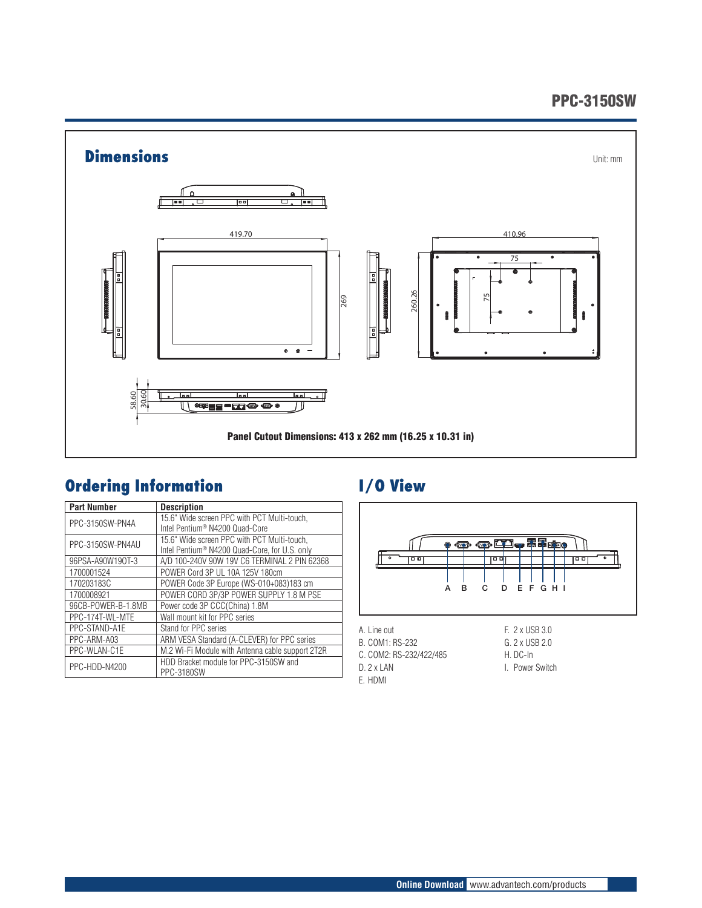## Dimensions

Unit: mm

419.70

410.96

75

75

269

260.26

58.60

30.60

**Panel Cutout Dimensions: 413 x 262 mm (16.25 x 10.31 in)**

## Ordering Information

| Part Number | Description |
|---|---|
| PPC-3150SW-PN4A | 15.6" Wide screen PPC with PCT Multi-touch, Intel Pentium® N4200 Quad-Core |
| PPC-3150SW-PN4AU | 15.6" Wide screen PPC with PCT Multi-touch, Intel Pentium® N4200 Quad-Core, for U.S. only |
| 96PSA-A90W19OT-3 | A/D 100-240V 90W 19V C6 TERMINAL 2 PIN 62368 |
| 1700001524 | POWER Cord 3P UL 10A 125V 180cm |
| 170203183C | POWER Code 3P Europe (WS-010+083)183 cm |
| 1700008921 | POWER CORD 3P/3P POWER SUPPLY 1.8 M PSE |
| 96CB-POWER-B-1.8MB | Power code 3P CCC(China) 1.8M |
| PPC-174T-WL-MTE | Wall mount kit for PPC series |
| PPC-STAND-A1E | Stand for PPC series |
| PPC-ARM-A03 | ARM VESA Standard (A-CLEVER) for PPC series |
| PPC-WLAN-C1E | M.2 Wi-Fi Module with Antenna cable support 2T2R |
| PPC-HDD-N4200 | HDD Bracket module for PPC-3150SW and PPC-3180SW |

## I/O View

A B C D E F G H I

A. Line out
B. COM1: RS-232
C. COM2: RS-232/422/485
D. 2 x LAN
E. HDMI
F. 2 x USB 3.0
G. 2 x USB 2.0
H. DC-In
I. Power Switch